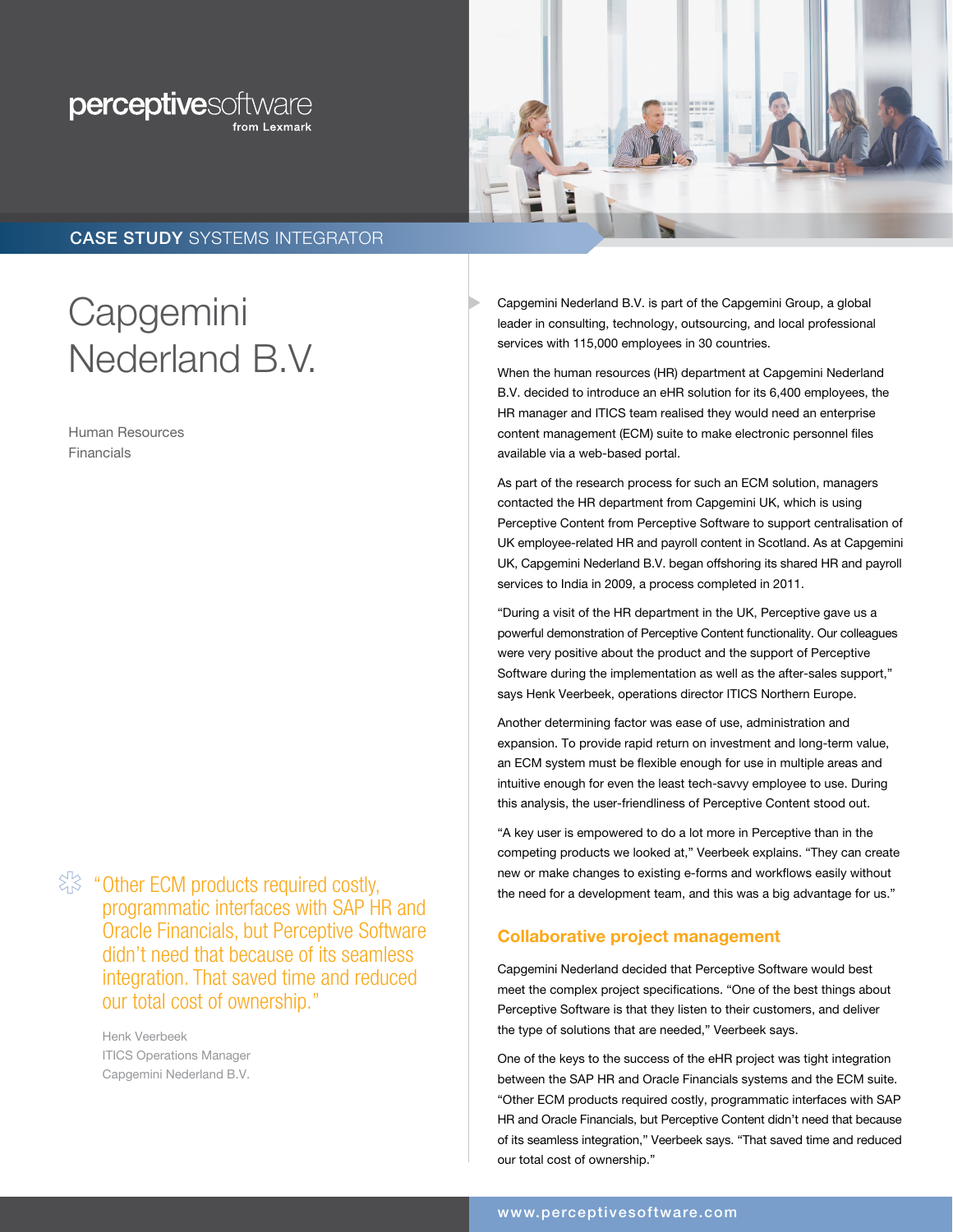perceptivesoftware from Lexmark

**CASE STUDY** SYSTEMS INTEGRATOR

# Capgemini Nederland B.V.

Human Resources
Financials

> "Other ECM products required costly, programmatic interfaces with SAP HR and Oracle Financials, but Perceptive Software didn't need that because of its seamless integration. That saved time and reduced our total cost of ownership."
>
> Henk Veerbeek
> ITICS Operations Manager
> Capgemini Nederland B.V.

Capgemini Nederland B.V. is part of the Capgemini Group, a global leader in consulting, technology, outsourcing, and local professional services with 115,000 employees in 30 countries.

When the human resources (HR) department at Capgemini Nederland B.V. decided to introduce an eHR solution for its 6,400 employees, the HR manager and ITICS team realised they would need an enterprise content management (ECM) suite to make electronic personnel files available via a web-based portal.

As part of the research process for such an ECM solution, managers contacted the HR department from Capgemini UK, which is using Perceptive Content from Perceptive Software to support centralisation of UK employee-related HR and payroll content in Scotland. As at Capgemini UK, Capgemini Nederland B.V. began offshoring its shared HR and payroll services to India in 2009, a process completed in 2011.

"During a visit of the HR department in the UK, Perceptive gave us a powerful demonstration of Perceptive Content functionality. Our colleagues were very positive about the product and the support of Perceptive Software during the implementation as well as the after-sales support," says Henk Veerbeek, operations director ITICS Northern Europe.

Another determining factor was ease of use, administration and expansion. To provide rapid return on investment and long-term value, an ECM system must be flexible enough for use in multiple areas and intuitive enough for even the least tech-savvy employee to use. During this analysis, the user-friendliness of Perceptive Content stood out.

"A key user is empowered to do a lot more in Perceptive than in the competing products we looked at," Veerbeek explains. "They can create new or make changes to existing e-forms and workflows easily without the need for a development team, and this was a big advantage for us."

## Collaborative project management

Capgemini Nederland decided that Perceptive Software would best meet the complex project specifications. "One of the best things about Perceptive Software is that they listen to their customers, and deliver the type of solutions that are needed," Veerbeek says.

One of the keys to the success of the eHR project was tight integration between the SAP HR and Oracle Financials systems and the ECM suite. "Other ECM products required costly, programmatic interfaces with SAP HR and Oracle Financials, but Perceptive Content didn't need that because of its seamless integration," Veerbeek says. "That saved time and reduced our total cost of ownership."

www.perceptivesoftware.com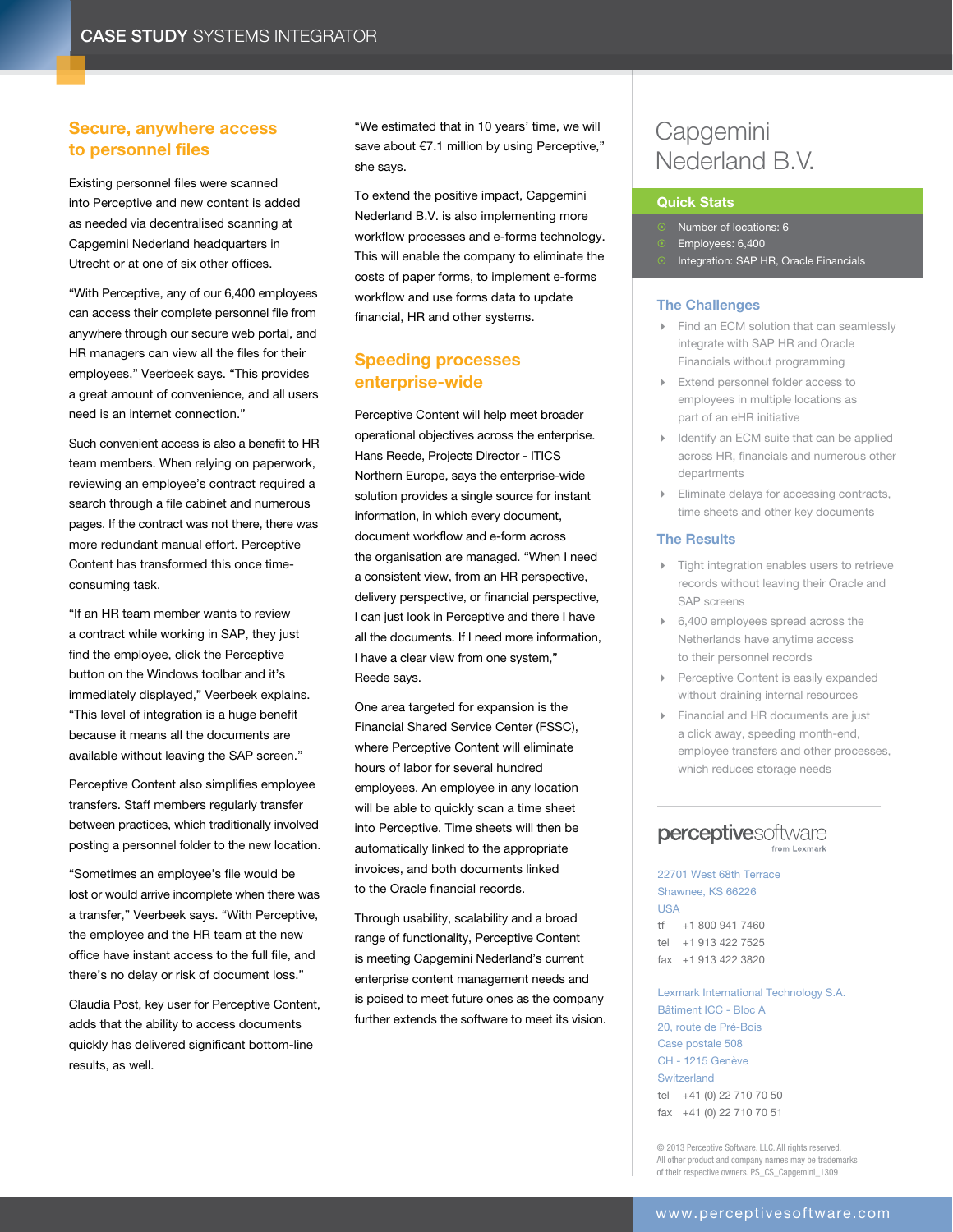## Secure, anywhere access to personnel files

Existing personnel files were scanned into Perceptive and new content is added as needed via decentralised scanning at Capgemini Nederland headquarters in Utrecht or at one of six other offices.

"With Perceptive, any of our 6,400 employees can access their complete personnel file from anywhere through our secure web portal, and HR managers can view all the files for their employees," Veerbeek says. "This provides a great amount of convenience, and all users need is an internet connection."

Such convenient access is also a benefit to HR team members. When relying on paperwork, reviewing an employee's contract required a search through a file cabinet and numerous pages. If the contract was not there, there was more redundant manual effort. Perceptive Content has transformed this once time-consuming task.

"If an HR team member wants to review a contract while working in SAP, they just find the employee, click the Perceptive button on the Windows toolbar and it's immediately displayed," Veerbeek explains. "This level of integration is a huge benefit because it means all the documents are available without leaving the SAP screen."

Perceptive Content also simplifies employee transfers. Staff members regularly transfer between practices, which traditionally involved posting a personnel folder to the new location.

"Sometimes an employee's file would be lost or would arrive incomplete when there was a transfer," Veerbeek says. "With Perceptive, the employee and the HR team at the new office have instant access to the full file, and there's no delay or risk of document loss."

Claudia Post, key user for Perceptive Content, adds that the ability to access documents quickly has delivered significant bottom-line results, as well.

"We estimated that in 10 years' time, we will save about €7.1 million by using Perceptive," she says.

To extend the positive impact, Capgemini Nederland B.V. is also implementing more workflow processes and e-forms technology. This will enable the company to eliminate the costs of paper forms, to implement e-forms workflow and use forms data to update financial, HR and other systems.

## Speeding processes enterprise-wide

Perceptive Content will help meet broader operational objectives across the enterprise. Hans Reede, Projects Director - ITICS Northern Europe, says the enterprise-wide solution provides a single source for instant information, in which every document, document workflow and e-form across the organisation are managed. "When I need a consistent view, from an HR perspective, delivery perspective, or financial perspective, I can just look in Perceptive and there I have all the documents. If I need more information, I have a clear view from one system," Reede says.

One area targeted for expansion is the Financial Shared Service Center (FSSC), where Perceptive Content will eliminate hours of labor for several hundred employees. An employee in any location will be able to quickly scan a time sheet into Perceptive. Time sheets will then be automatically linked to the appropriate invoices, and both documents linked to the Oracle financial records.

Through usability, scalability and a broad range of functionality, Perceptive Content is meeting Capgemini Nederland's current enterprise content management needs and is poised to meet future ones as the company further extends the software to meet its vision.

# Capgemini Nederland B.V.

### Quick Stats

- Number of locations: 6
- Employees: 6,400
- Integration: SAP HR, Oracle Financials

### The Challenges

- Find an ECM solution that can seamlessly integrate with SAP HR and Oracle Financials without programming
- Extend personnel folder access to employees in multiple locations as part of an eHR initiative
- Identify an ECM suite that can be applied across HR, financials and numerous other departments
- Eliminate delays for accessing contracts, time sheets and other key documents

### The Results

- Tight integration enables users to retrieve records without leaving their Oracle and SAP screens
- 6,400 employees spread across the Netherlands have anytime access to their personnel records
- Perceptive Content is easily expanded without draining internal resources
- Financial and HR documents are just a click away, speeding month-end, employee transfers and other processes, which reduces storage needs

perceptivesoftware from Lexmark

22701 West 68th Terrace
Shawnee, KS 66226
USA
tf +1 800 941 7460
tel +1 913 422 7525
fax +1 913 422 3820

Lexmark International Technology S.A.
Bâtiment ICC - Bloc A
20, route de Pré-Bois
Case postale 508
CH - 1215 Genève
Switzerland
tel +41 (0) 22 710 70 50
fax +41 (0) 22 710 70 51

© 2013 Perceptive Software, LLC. All rights reserved. All other product and company names may be trademarks of their respective owners. PS_CS_Capgemini_1309

www.perceptivesoftware.com